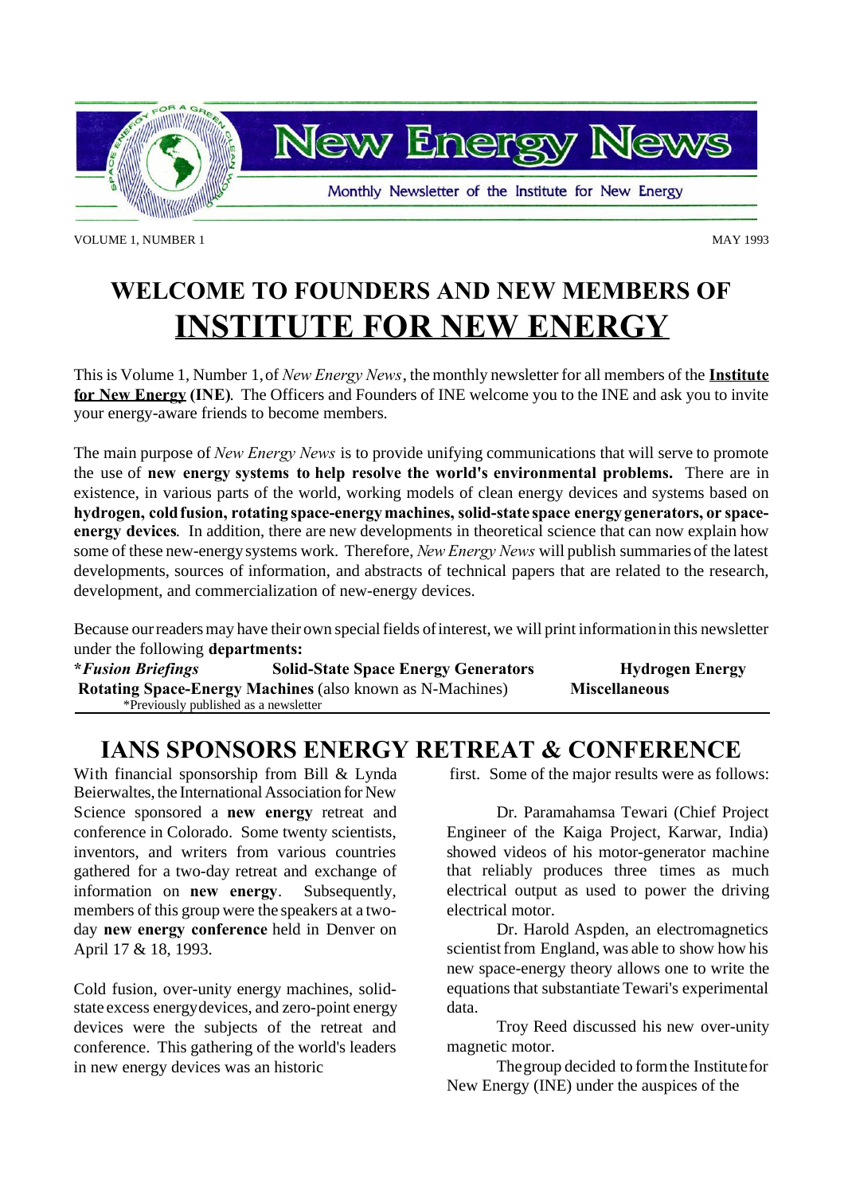# New Energy News

Monthly Newsletter of the Institute for New Energy

VOLUME 1, NUMBER 1 MAY 1993

# WELCOME TO FOUNDERS AND NEW MEMBERS OF INSTITUTE FOR NEW ENERGY

This is Volume 1, Number 1, of *New Energy News*, the monthly newsletter for all members of the **Institute for New Energy (INE)**. The Officers and Founders of INE welcome you to the INE and ask you to invite your energy-aware friends to become members.

The main purpose of *New Energy News* is to provide unifying communications that will serve to promote the use of **new energy systems to help resolve the world's environmental problems.** There are in existence, in various parts of the world, working models of clean energy devices and systems based on **hydrogen, cold fusion, rotating space-energy machines, solid-state space energy generators, or space-energy devices**. In addition, there are new developments in theoretical science that can now explain how some of these new-energy systems work. Therefore, *New Energy News* will publish summaries of the latest developments, sources of information, and abstracts of technical papers that are related to the research, development, and commercialization of new-energy devices.

Because our readers may have their own special fields of interest, we will print information in this newsletter under the following **departments:**

**\****Fusion Briefings*** **Solid-State Space Energy Generators** **Hydrogen Energy**
**Rotating Space-Energy Machines** (also known as N-Machines) **Miscellaneous**

\*Previously published as a newsletter

## IANS SPONSORS ENERGY RETREAT & CONFERENCE

With financial sponsorship from Bill & Lynda Beierwaltes, the International Association for New Science sponsored a **new energy** retreat and conference in Colorado. Some twenty scientists, inventors, and writers from various countries gathered for a two-day retreat and exchange of information on **new energy**. Subsequently, members of this group were the speakers at a two-day **new energy conference** held in Denver on April 17 & 18, 1993.

Cold fusion, over-unity energy machines, solid-state excess energy devices, and zero-point energy devices were the subjects of the retreat and conference. This gathering of the world's leaders in new energy devices was an historic first. Some of the major results were as follows:

Dr. Paramahamsa Tewari (Chief Project Engineer of the Kaiga Project, Karwar, India) showed videos of his motor-generator machine that reliably produces three times as much electrical output as used to power the driving electrical motor.

Dr. Harold Aspden, an electromagnetics scientist from England, was able to show how his new space-energy theory allows one to write the equations that substantiate Tewari's experimental data.

Troy Reed discussed his new over-unity magnetic motor.

The group decided to form the Institute for New Energy (INE) under the auspices of the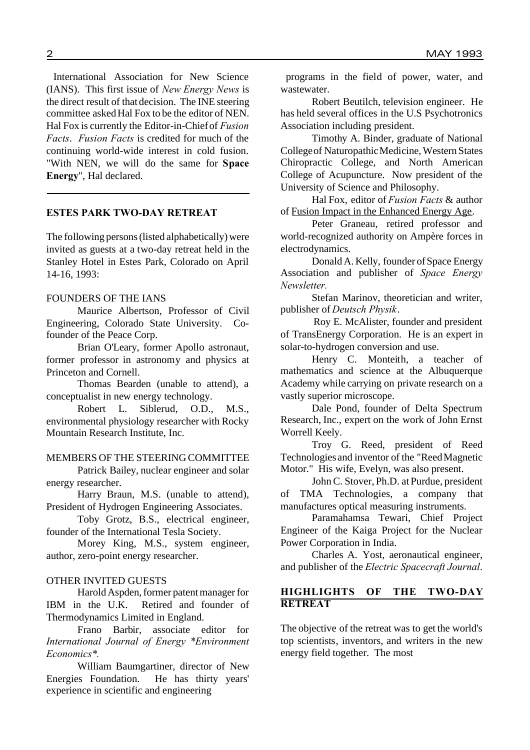International Association for New Science (IANS). This first issue of *New Energy News* is the direct result of that decision. The INE steering committee asked Hal Fox to be the editor of NEN. Hal Fox is currently the Editor-in-Chief of *Fusion Facts*. *Fusion Facts* is credited for much of the continuing world-wide interest in cold fusion. "With NEN, we will do the same for **Space Energy**", Hal declared.

---

## ESTES PARK TWO-DAY RETREAT

The following persons (listed alphabetically) were invited as guests at a two-day retreat held in the Stanley Hotel in Estes Park, Colorado on April 14-16, 1993:

### FOUNDERS OF THE IANS

Maurice Albertson, Professor of Civil Engineering, Colorado State University. Co-founder of the Peace Corp.

Brian O'Leary, former Apollo astronaut, former professor in astronomy and physics at Princeton and Cornell.

Thomas Bearden (unable to attend), a conceptualist in new energy technology.

Robert L. Siblerud, O.D., M.S., environmental physiology researcher with Rocky Mountain Research Institute, Inc.

### MEMBERS OF THE STEERING COMMITTEE

Patrick Bailey, nuclear engineer and solar energy researcher.

Harry Braun, M.S. (unable to attend), President of Hydrogen Engineering Associates.

Toby Grotz, B.S., electrical engineer, founder of the International Tesla Society.

Morey King, M.S., system engineer, author, zero-point energy researcher.

### OTHER INVITED GUESTS

Harold Aspden, former patent manager for IBM in the U.K. Retired and founder of Thermodynamics Limited in England.

Frano Barbir, associate editor for *International Journal of Energy *Environment Economics**.

William Baumgartiner, director of New Energies Foundation. He has thirty years' experience in scientific and engineering programs in the field of power, water, and wastewater.

Robert Beutilch, television engineer. He has held several offices in the U.S Psychotronics Association including president.

Timothy A. Binder, graduate of National College of Naturopathic Medicine, Western States Chiropractic College, and North American College of Acupuncture. Now president of the University of Science and Philosophy.

Hal Fox, editor of *Fusion Facts* & author of Fusion Impact in the Enhanced Energy Age.

Peter Graneau, retired professor and world-recognized authority on Ampère forces in electrodynamics.

Donald A. Kelly, founder of Space Energy Association and publisher of *Space Energy Newsletter*.

Stefan Marinov, theoretician and writer, publisher of *Deutsch Physik*.

Roy E. McAlister, founder and president of TransEnergy Corporation. He is an expert in solar-to-hydrogen conversion and use.

Henry C. Monteith, a teacher of mathematics and science at the Albuquerque Academy while carrying on private research on a vastly superior microscope.

Dale Pond, founder of Delta Spectrum Research, Inc., expert on the work of John Ernst Worrell Keely.

Troy G. Reed, president of Reed Technologies and inventor of the "Reed Magnetic Motor." His wife, Evelyn, was also present.

John C. Stover, Ph.D. at Purdue, president of TMA Technologies, a company that manufactures optical measuring instruments.

Paramahamsa Tewari, Chief Project Engineer of the Kaiga Project for the Nuclear Power Corporation in India.

Charles A. Yost, aeronautical engineer, and publisher of the *Electric Spacecraft Journal*.

## HIGHLIGHTS OF THE TWO-DAY RETREAT

The objective of the retreat was to get the world's top scientists, inventors, and writers in the new energy field together. The most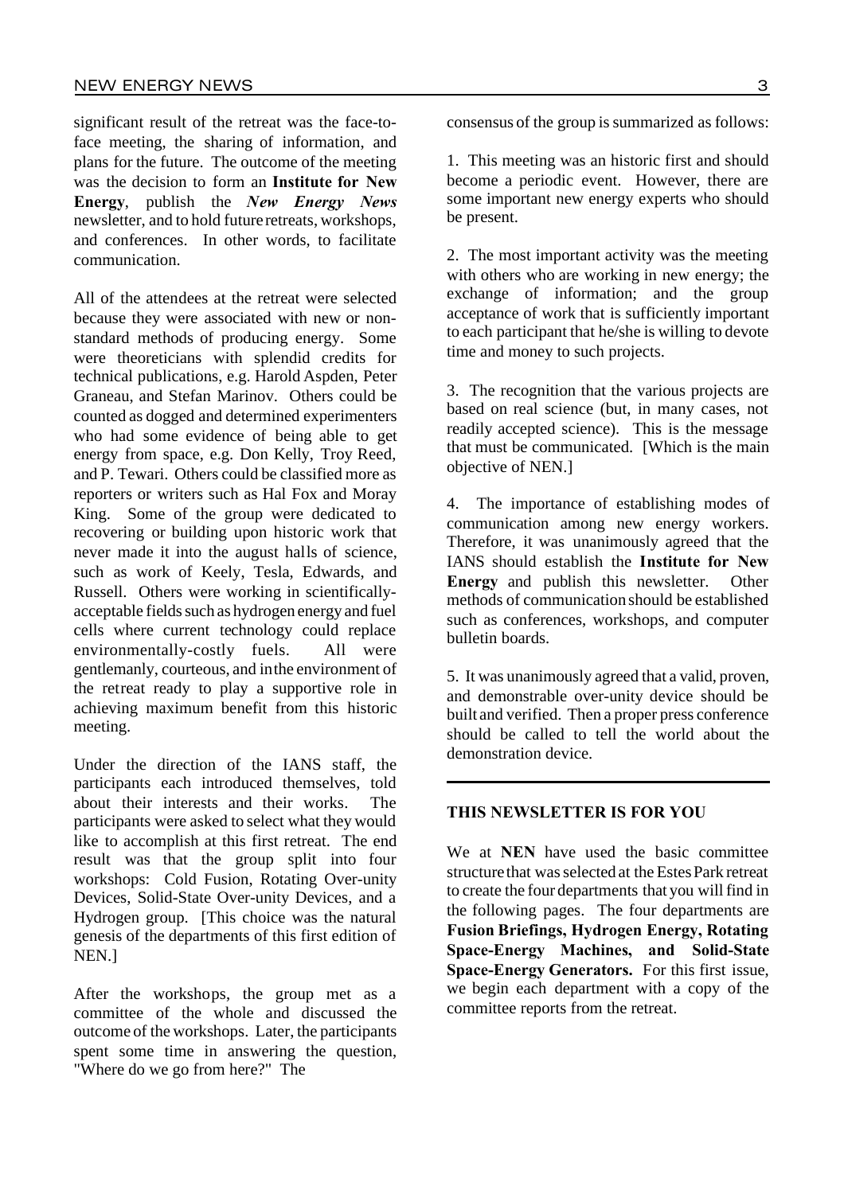significant result of the retreat was the face-to-face meeting, the sharing of information, and plans for the future. The outcome of the meeting was the decision to form an **Institute for New Energy**, publish the ***New Energy News*** newsletter, and to hold future retreats, workshops, and conferences. In other words, to facilitate communication.

All of the attendees at the retreat were selected because they were associated with new or non-standard methods of producing energy. Some were theoreticians with splendid credits for technical publications, e.g. Harold Aspden, Peter Graneau, and Stefan Marinov. Others could be counted as dogged and determined experimenters who had some evidence of being able to get energy from space, e.g. Don Kelly, Troy Reed, and P. Tewari. Others could be classified more as reporters or writers such as Hal Fox and Moray King. Some of the group were dedicated to recovering or building upon historic work that never made it into the august halls of science, such as work of Keely, Tesla, Edwards, and Russell. Others were working in scientifically-acceptable fields such as hydrogen energy and fuel cells where current technology could replace environmentally-costly fuels. All were gentlemanly, courteous, and in the environment of the retreat ready to play a supportive role in achieving maximum benefit from this historic meeting.

Under the direction of the IANS staff, the participants each introduced themselves, told about their interests and their works. The participants were asked to select what they would like to accomplish at this first retreat. The end result was that the group split into four workshops: Cold Fusion, Rotating Over-unity Devices, Solid-State Over-unity Devices, and a Hydrogen group. [This choice was the natural genesis of the departments of this first edition of NEN.]

After the workshops, the group met as a committee of the whole and discussed the outcome of the workshops. Later, the participants spent some time in answering the question, "Where do we go from here?" The consensus of the group is summarized as follows:

1. This meeting was an historic first and should become a periodic event. However, there are some important new energy experts who should be present.

2. The most important activity was the meeting with others who are working in new energy; the exchange of information; and the group acceptance of work that is sufficiently important to each participant that he/she is willing to devote time and money to such projects.

3. The recognition that the various projects are based on real science (but, in many cases, not readily accepted science). This is the message that must be communicated. [Which is the main objective of NEN.]

4. The importance of establishing modes of communication among new energy workers. Therefore, it was unanimously agreed that the IANS should establish the **Institute for New Energy** and publish this newsletter. Other methods of communication should be established such as conferences, workshops, and computer bulletin boards.

5. It was unanimously agreed that a valid, proven, and demonstrable over-unity device should be built and verified. Then a proper press conference should be called to tell the world about the demonstration device.

---

## THIS NEWSLETTER IS FOR YOU

We at **NEN** have used the basic committee structure that was selected at the Estes Park retreat to create the four departments that you will find in the following pages. The four departments are **Fusion Briefings, Hydrogen Energy, Rotating Space-Energy Machines, and Solid-State Space-Energy Generators.** For this first issue, we begin each department with a copy of the committee reports from the retreat.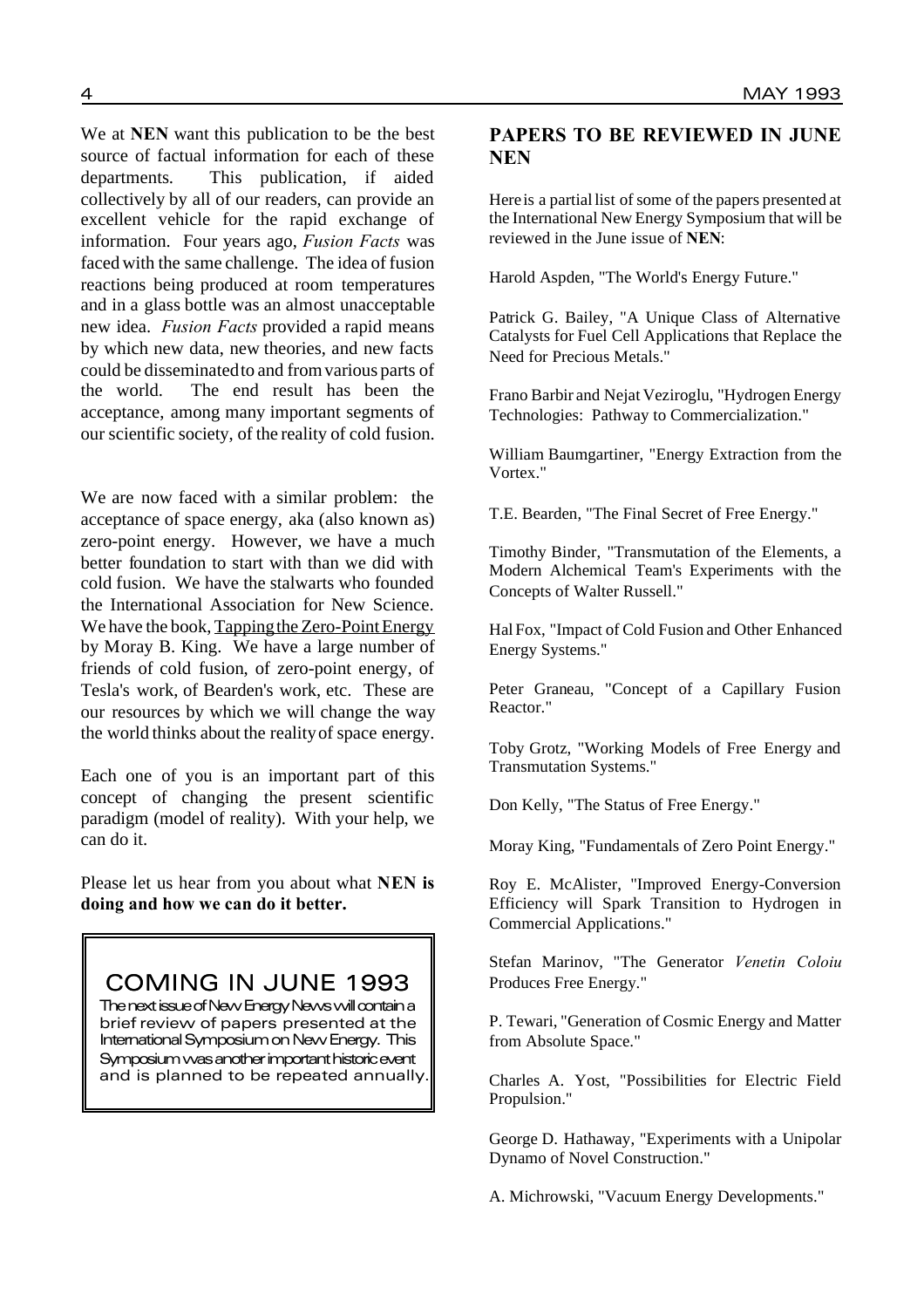We at **NEN** want this publication to be the best source of factual information for each of these departments. This publication, if aided collectively by all of our readers, can provide an excellent vehicle for the rapid exchange of information. Four years ago, *Fusion Facts* was faced with the same challenge. The idea of fusion reactions being produced at room temperatures and in a glass bottle was an almost unacceptable new idea. *Fusion Facts* provided a rapid means by which new data, new theories, and new facts could be disseminated to and from various parts of the world. The end result has been the acceptance, among many important segments of our scientific society, of the reality of cold fusion.

We are now faced with a similar problem: the acceptance of space energy, aka (also known as) zero-point energy. However, we have a much better foundation to start with than we did with cold fusion. We have the stalwarts who founded the International Association for New Science. We have the book, Tapping the Zero-Point Energy by Moray B. King. We have a large number of friends of cold fusion, of zero-point energy, of Tesla's work, of Bearden's work, etc. These are our resources by which we will change the way the world thinks about the reality of space energy.

Each one of you is an important part of this concept of changing the present scientific paradigm (model of reality). With your help, we can do it.

Please let us hear from you about what **NEN is doing and how we can do it better.**

## COMING IN JUNE 1993

The next issue of New Energy News will contain a brief review of papers presented at the International Symposium on New Energy. This Symposium was another important historic event and is planned to be repeated annually.

## PAPERS TO BE REVIEWED IN JUNE NEN

Here is a partial list of some of the papers presented at the International New Energy Symposium that will be reviewed in the June issue of **NEN**:

Harold Aspden, "The World's Energy Future."

Patrick G. Bailey, "A Unique Class of Alternative Catalysts for Fuel Cell Applications that Replace the Need for Precious Metals."

Frano Barbir and Nejat Veziroglu, "Hydrogen Energy Technologies: Pathway to Commercialization."

William Baumgartiner, "Energy Extraction from the Vortex."

T.E. Bearden, "The Final Secret of Free Energy."

Timothy Binder, "Transmutation of the Elements, a Modern Alchemical Team's Experiments with the Concepts of Walter Russell."

Hal Fox, "Impact of Cold Fusion and Other Enhanced Energy Systems."

Peter Graneau, "Concept of a Capillary Fusion Reactor."

Toby Grotz, "Working Models of Free Energy and Transmutation Systems."

Don Kelly, "The Status of Free Energy."

Moray King, "Fundamentals of Zero Point Energy."

Roy E. McAlister, "Improved Energy-Conversion Efficiency will Spark Transition to Hydrogen in Commercial Applications."

Stefan Marinov, "The Generator *Venetin Coloiu* Produces Free Energy."

P. Tewari, "Generation of Cosmic Energy and Matter from Absolute Space."

Charles A. Yost, "Possibilities for Electric Field Propulsion."

George D. Hathaway, "Experiments with a Unipolar Dynamo of Novel Construction."

A. Michrowski, "Vacuum Energy Developments."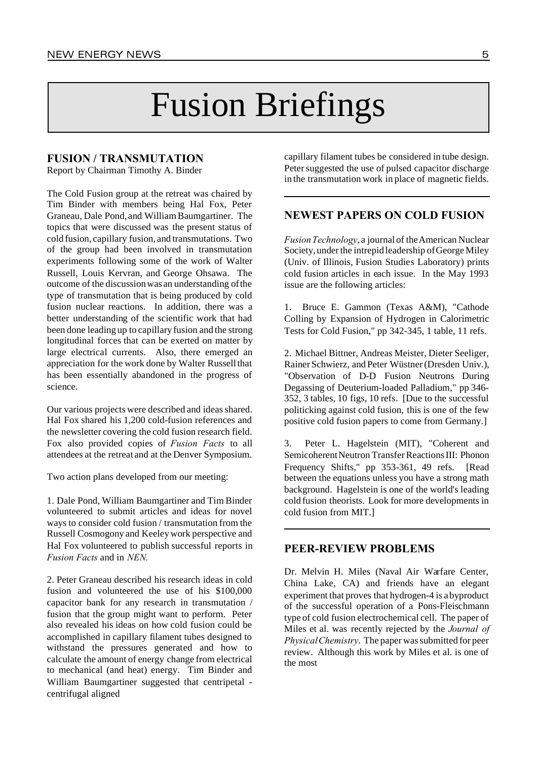# Fusion Briefings

## FUSION / TRANSMUTATION

Report by Chairman Timothy A. Binder

The Cold Fusion group at the retreat was chaired by Tim Binder with members being Hal Fox, Peter Graneau, Dale Pond, and William Baumgartiner. The topics that were discussed was the present status of cold fusion, capillary fusion, and transmutations. Two of the group had been involved in transmutation experiments following some of the work of Walter Russell, Louis Kervran, and George Ohsawa. The outcome of the discussion was an understanding of the type of transmutation that is being produced by cold fusion nuclear reactions. In addition, there was a better understanding of the scientific work that had been done leading up to capillary fusion and the strong longitudinal forces that can be exerted on matter by large electrical currents. Also, there emerged an appreciation for the work done by Walter Russell that has been essentially abandoned in the progress of science.

Our various projects were described and ideas shared. Hal Fox shared his 1,200 cold-fusion references and the newsletter covering the cold fusion research field. Fox also provided copies of *Fusion Facts* to all attendees at the retreat and at the Denver Symposium.

Two action plans developed from our meeting:

1. Dale Pond, William Baumgartiner and Tim Binder volunteered to submit articles and ideas for novel ways to consider cold fusion / transmutation from the Russell Cosmogony and Keeley work perspective and Hal Fox volunteered to publish successful reports in *Fusion Facts* and in *NEN.*

2. Peter Graneau described his research ideas in cold fusion and volunteered the use of his $100,000 capacitor bank for any research in transmutation / fusion that the group might want to perform. Peter also revealed his ideas on how cold fusion could be accomplished in capillary filament tubes designed to withstand the pressures generated and how to calculate the amount of energy change from electrical to mechanical (and heat) energy. Tim Binder and William Baumgartiner suggested that centripetal - centrifugal aligned capillary filament tubes be considered in tube design. Peter suggested the use of pulsed capacitor discharge in the transmutation work in place of magnetic fields.

---

## NEWEST PAPERS ON COLD FUSION

*Fusion Technology*, a journal of the American Nuclear Society, under the intrepid leadership of George Miley (Univ. of Illinois, Fusion Studies Laboratory) prints cold fusion articles in each issue. In the May 1993 issue are the following articles:

1. Bruce E. Gammon (Texas A&M), "Cathode Colling by Expansion of Hydrogen in Calorimetric Tests for Cold Fusion," pp 342-345, 1 table, 11 refs.

2. Michael Bittner, Andreas Meister, Dieter Seeliger, Rainer Schwierz, and Peter Wüstner (Dresden Univ.), "Observation of D-D Fusion Neutrons During Degassing of Deuterium-loaded Palladium," pp 346-352, 3 tables, 10 figs, 10 refs. [Due to the successful politicking against cold fusion, this is one of the few positive cold fusion papers to come from Germany.]

3. Peter L. Hagelstein (MIT), "Coherent and Semicoherent Neutron Transfer Reactions III: Phonon Frequency Shifts," pp 353-361, 49 refs. [Read between the equations unless you have a strong math background. Hagelstein is one of the world's leading cold fusion theorists. Look for more developments in cold fusion from MIT.]

---

## PEER-REVIEW PROBLEMS

Dr. Melvin H. Miles (Naval Air Warfare Center, China Lake, CA) and friends have an elegant experiment that proves that hydrogen-4 is a byproduct of the successful operation of a Pons-Fleischmann type of cold fusion electrochemical cell. The paper of Miles et al. was recently rejected by the *Journal of Physical Chemistry*. The paper was submitted for peer review. Although this work by Miles et al. is one of the most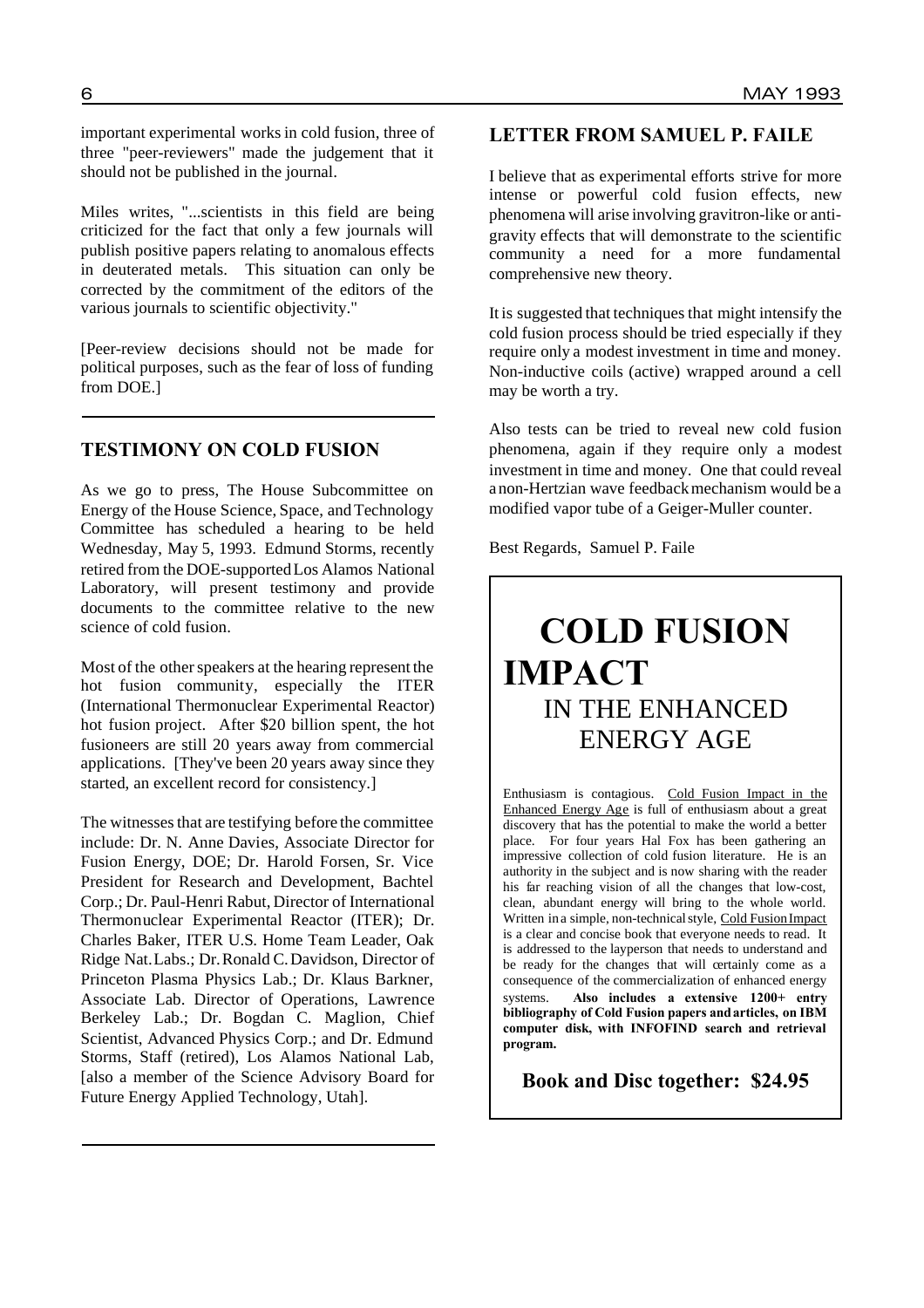important experimental works in cold fusion, three of three "peer-reviewers" made the judgement that it should not be published in the journal.

Miles writes, "...scientists in this field are being criticized for the fact that only a few journals will publish positive papers relating to anomalous effects in deuterated metals. This situation can only be corrected by the commitment of the editors of the various journals to scientific objectivity."

[Peer-review decisions should not be made for political purposes, such as the fear of loss of funding from DOE.]

## TESTIMONY ON COLD FUSION

As we go to press, The House Subcommittee on Energy of the House Science, Space, and Technology Committee has scheduled a hearing to be held Wednesday, May 5, 1993. Edmund Storms, recently retired from the DOE-supported Los Alamos National Laboratory, will present testimony and provide documents to the committee relative to the new science of cold fusion.

Most of the other speakers at the hearing represent the hot fusion community, especially the ITER (International Thermonuclear Experimental Reactor) hot fusion project. After $20 billion spent, the hot fusioneers are still 20 years away from commercial applications. [They've been 20 years away since they started, an excellent record for consistency.]

The witnesses that are testifying before the committee include: Dr. N. Anne Davies, Associate Director for Fusion Energy, DOE; Dr. Harold Forsen, Sr. Vice President for Research and Development, Bachtel Corp.; Dr. Paul-Henri Rabut, Director of International Thermonuclear Experimental Reactor (ITER); Dr. Charles Baker, ITER U.S. Home Team Leader, Oak Ridge Nat. Labs.; Dr. Ronald C. Davidson, Director of Princeton Plasma Physics Lab.; Dr. Klaus Barkner, Associate Lab. Director of Operations, Lawrence Berkeley Lab.; Dr. Bogdan C. Maglion, Chief Scientist, Advanced Physics Corp.; and Dr. Edmund Storms, Staff (retired), Los Alamos National Lab, [also a member of the Science Advisory Board for Future Energy Applied Technology, Utah].

## LETTER FROM SAMUEL P. FAILE

I believe that as experimental efforts strive for more intense or powerful cold fusion effects, new phenomena will arise involving gravitron-like or anti-gravity effects that will demonstrate to the scientific community a need for a more fundamental comprehensive new theory.

It is suggested that techniques that might intensify the cold fusion process should be tried especially if they require only a modest investment in time and money. Non-inductive coils (active) wrapped around a cell may be worth a try.

Also tests can be tried to reveal new cold fusion phenomena, again if they require only a modest investment in time and money. One that could reveal a non-Hertzian wave feedback mechanism would be a modified vapor tube of a Geiger-Muller counter.

Best Regards, Samuel P. Faile

# COLD FUSION IMPACT
## IN THE ENHANCED ENERGY AGE

Enthusiasm is contagious. Cold Fusion Impact in the Enhanced Energy Age is full of enthusiasm about a great discovery that has the potential to make the world a better place. For four years Hal Fox has been gathering an impressive collection of cold fusion literature. He is an authority in the subject and is now sharing with the reader his far reaching vision of all the changes that low-cost, clean, abundant energy will bring to the whole world. Written in a simple, non-technical style, Cold Fusion Impact is a clear and concise book that everyone needs to read. It is addressed to the layperson that needs to understand and be ready for the changes that will certainly come as a consequence of the commercialization of enhanced energy systems. **Also includes a extensive 1200+ entry bibliography of Cold Fusion papers and articles, on IBM computer disk, with INFOFIND search and retrieval program.**

**Book and Disc together: $24.95**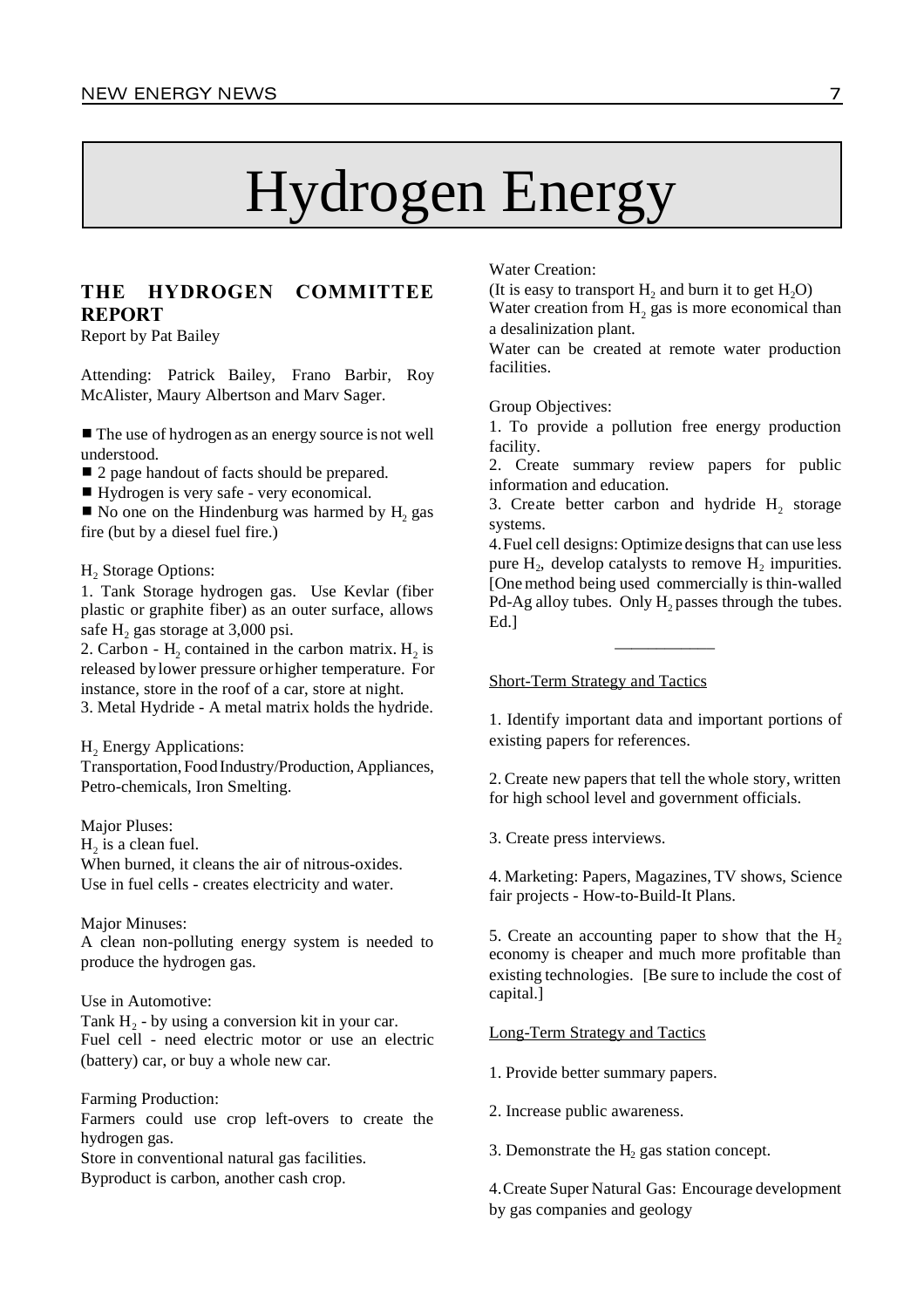# Hydrogen Energy

## THE HYDROGEN COMMITTEE REPORT

Report by Pat Bailey

Attending: Patrick Bailey, Frano Barbir, Roy McAlister, Maury Albertson and Marv Sager.

- The use of hydrogen as an energy source is not well understood.
- 2 page handout of facts should be prepared.
- Hydrogen is very safe - very economical.
- No one on the Hindenburg was harmed by $H_2$ gas fire (but by a diesel fuel fire.)

$H_2$ Storage Options:

1. Tank Storage hydrogen gas. Use Kevlar (fiber plastic or graphite fiber) as an outer surface, allows safe $H_2$ gas storage at 3,000 psi.
2. Carbon - $H_2$ contained in the carbon matrix. $H_2$ is released by lower pressure or higher temperature. For instance, store in the roof of a car, store at night.
3. Metal Hydride - A metal matrix holds the hydride.

$H_2$ Energy Applications:

Transportation, Food Industry/Production, Appliances, Petro-chemicals, Iron Smelting.

Major Pluses:

$H_2$ is a clean fuel.
When burned, it cleans the air of nitrous-oxides.
Use in fuel cells - creates electricity and water.

Major Minuses:

A clean non-polluting energy system is needed to produce the hydrogen gas.

Use in Automotive:

Tank $H_2$ - by using a conversion kit in your car.
Fuel cell - need electric motor or use an electric (battery) car, or buy a whole new car.

Farming Production:

Farmers could use crop left-overs to create the hydrogen gas.
Store in conventional natural gas facilities.
Byproduct is carbon, another cash crop.

Water Creation:

(It is easy to transport $H_2$ and burn it to get $H_2O$)
Water creation from $H_2$ gas is more economical than a desalinization plant.
Water can be created at remote water production facilities.

Group Objectives:

1. To provide a pollution free energy production facility.
2. Create summary review papers for public information and education.
3. Create better carbon and hydride $H_2$ storage systems.
4. Fuel cell designs: Optimize designs that can use less pure $H_2$, develop catalysts to remove $H_2$ impurities. [One method being used commercially is thin-walled Pd-Ag alloy tubes. Only $H_2$ passes through the tubes. Ed.]

---

Short-Term Strategy and Tactics

1. Identify important data and important portions of existing papers for references.

2. Create new papers that tell the whole story, written for high school level and government officials.

3. Create press interviews.

4. Marketing: Papers, Magazines, TV shows, Science fair projects - How-to-Build-It Plans.

5. Create an accounting paper to show that the $H_2$ economy is cheaper and much more profitable than existing technologies. [Be sure to include the cost of capital.]

Long-Term Strategy and Tactics

1. Provide better summary papers.

2. Increase public awareness.

3. Demonstrate the $H_2$ gas station concept.

4. Create Super Natural Gas: Encourage development by gas companies and geology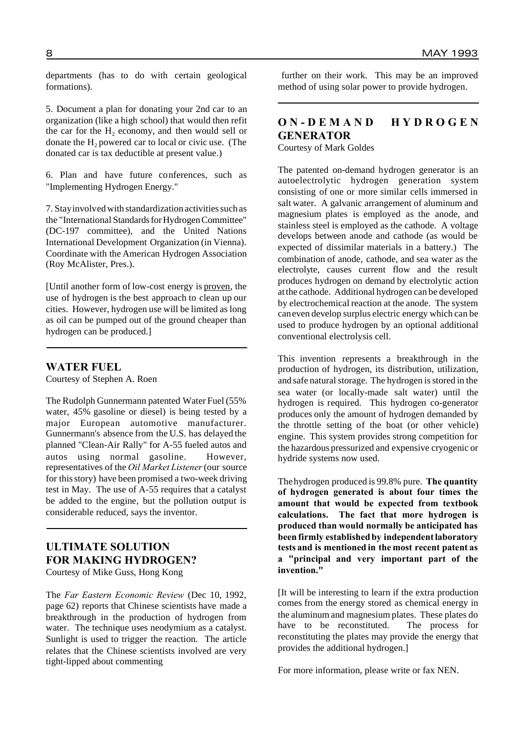departments (has to do with certain geological formations).

5. Document a plan for donating your 2nd car to an organization (like a high school) that would then refit the car for the $H_2$ economy, and then would sell or donate the $H_2$ powered car to local or civic use. (The donated car is tax deductible at present value.)

6. Plan and have future conferences, such as "Implementing Hydrogen Energy."

7. Stay involved with standardization activities such as the "International Standards for Hydrogen Committee" (DC-197 committee), and the United Nations International Development Organization (in Vienna). Coordinate with the American Hydrogen Association (Roy McAlister, Pres.).

[Until another form of low-cost energy is proven, the use of hydrogen is the best approach to clean up our cities. However, hydrogen use will be limited as long as oil can be pumped out of the ground cheaper than hydrogen can be produced.]

## WATER FUEL

Courtesy of Stephen A. Roen

The Rudolph Gunnermann patented Water Fuel (55% water, 45% gasoline or diesel) is being tested by a major European automotive manufacturer. Gunnermann's absence from the U.S. has delayed the planned "Clean-Air Rally" for A-55 fueled autos and autos using normal gasoline. However, representatives of the *Oil Market Listener* (our source for this story) have been promised a two-week driving test in May. The use of A-55 requires that a catalyst be added to the engine, but the pollution output is considerable reduced, says the inventor.

## ULTIMATE SOLUTION FOR MAKING HYDROGEN?

Courtesy of Mike Guss, Hong Kong

The *Far Eastern Economic Review* (Dec 10, 1992, page 62) reports that Chinese scientists have made a breakthrough in the production of hydrogen from water. The technique uses neodymium as a catalyst. Sunlight is used to trigger the reaction. The article relates that the Chinese scientists involved are very tight-lipped about commenting further on their work. This may be an improved method of using solar power to provide hydrogen.

## ON-DEMAND HYDROGEN GENERATOR

Courtesy of Mark Goldes

The patented on-demand hydrogen generator is an autoelectrolytic hydrogen generation system consisting of one or more similar cells immersed in salt water. A galvanic arrangement of aluminum and magnesium plates is employed as the anode, and stainless steel is employed as the cathode. A voltage develops between anode and cathode (as would be expected of dissimilar materials in a battery.) The combination of anode, cathode, and sea water as the electrolyte, causes current flow and the result produces hydrogen on demand by electrolytic action at the cathode. Additional hydrogen can be developed by electrochemical reaction at the anode. The system can even develop surplus electric energy which can be used to produce hydrogen by an optional additional conventional electrolysis cell.

This invention represents a breakthrough in the production of hydrogen, its distribution, utilization, and safe natural storage. The hydrogen is stored in the sea water (or locally-made salt water) until the hydrogen is required. This hydrogen co-generator produces only the amount of hydrogen demanded by the throttle setting of the boat (or other vehicle) engine. This system provides strong competition for the hazardous pressurized and expensive cryogenic or hydride systems now used.

The hydrogen produced is 99.8% pure. **The quantity of hydrogen generated is about four times the amount that would be expected from textbook calculations. The fact that more hydrogen is produced than would normally be anticipated has been firmly established by independent laboratory tests and is mentioned in the most recent patent as a "principal and very important part of the invention."**

[It will be interesting to learn if the extra production comes from the energy stored as chemical energy in the aluminum and magnesium plates. These plates do have to be reconstituted. The process for reconstituting the plates may provide the energy that provides the additional hydrogen.]

For more information, please write or fax NEN.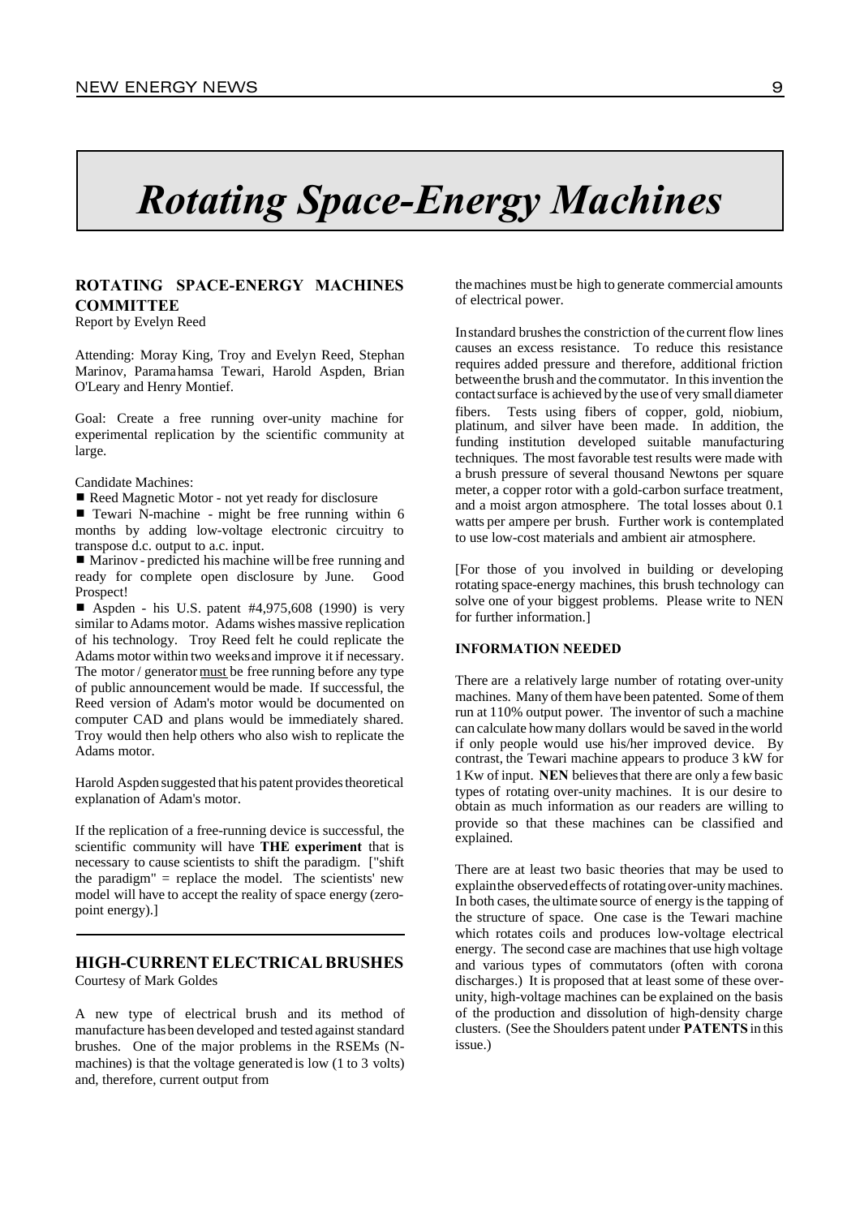# Rotating Space-Energy Machines

## ROTATING SPACE-ENERGY MACHINES COMMITTEE

Report by Evelyn Reed

Attending: Moray King, Troy and Evelyn Reed, Stephan Marinov, Paramahamsa Tewari, Harold Aspden, Brian O'Leary and Henry Montief.

Goal: Create a free running over-unity machine for experimental replication by the scientific community at large.

Candidate Machines:

- Reed Magnetic Motor - not yet ready for disclosure
- Tewari N-machine - might be free running within 6 months by adding low-voltage electronic circuitry to transpose d.c. output to a.c. input.
- Marinov - predicted his machine will be free running and ready for complete open disclosure by June. Good Prospect!
- Aspden - his U.S. patent #4,975,608 (1990) is very similar to Adams motor. Adams wishes massive replication of his technology. Troy Reed felt he could replicate the Adams motor within two weeks and improve it if necessary. The motor / generator must be free running before any type of public announcement would be made. If successful, the Reed version of Adam's motor would be documented on computer CAD and plans would be immediately shared. Troy would then help others who also wish to replicate the Adams motor.

Harold Aspden suggested that his patent provides theoretical explanation of Adam's motor.

If the replication of a free-running device is successful, the scientific community will have **THE experiment** that is necessary to cause scientists to shift the paradigm. ["shift the paradigm" = replace the model. The scientists' new model will have to accept the reality of space energy (zero-point energy).]

## HIGH-CURRENT ELECTRICAL BRUSHES

Courtesy of Mark Goldes

A new type of electrical brush and its method of manufacture has been developed and tested against standard brushes. One of the major problems in the RSEMs (N-machines) is that the voltage generated is low (1 to 3 volts) and, therefore, current output from the machines must be high to generate commercial amounts of electrical power.

In standard brushes the constriction of the current flow lines causes an excess resistance. To reduce this resistance requires added pressure and therefore, additional friction between the brush and the commutator. In this invention the contact surface is achieved by the use of very small diameter fibers. Tests using fibers of copper, gold, niobium, platinum, and silver have been made. In addition, the funding institution developed suitable manufacturing techniques. The most favorable test results were made with a brush pressure of several thousand Newtons per square meter, a copper rotor with a gold-carbon surface treatment, and a moist argon atmosphere. The total losses about 0.1 watts per ampere per brush. Further work is contemplated to use low-cost materials and ambient air atmosphere.

[For those of you involved in building or developing rotating space-energy machines, this brush technology can solve one of your biggest problems. Please write to NEN for further information.]

### INFORMATION NEEDED

There are a relatively large number of rotating over-unity machines. Many of them have been patented. Some of them run at 110% output power. The inventor of such a machine can calculate how many dollars would be saved in the world if only people would use his/her improved device. By contrast, the Tewari machine appears to produce 3 kW for 1 Kw of input. **NEN** believes that there are only a few basic types of rotating over-unity machines. It is our desire to obtain as much information as our readers are willing to provide so that these machines can be classified and explained.

There are at least two basic theories that may be used to explain the observed effects of rotating over-unity machines. In both cases, the ultimate source of energy is the tapping of the structure of space. One case is the Tewari machine which rotates coils and produces low-voltage electrical energy. The second case are machines that use high voltage and various types of commutators (often with corona discharges.) It is proposed that at least some of these over-unity, high-voltage machines can be explained on the basis of the production and dissolution of high-density charge clusters. (See the Shoulders patent under **PATENTS** in this issue.)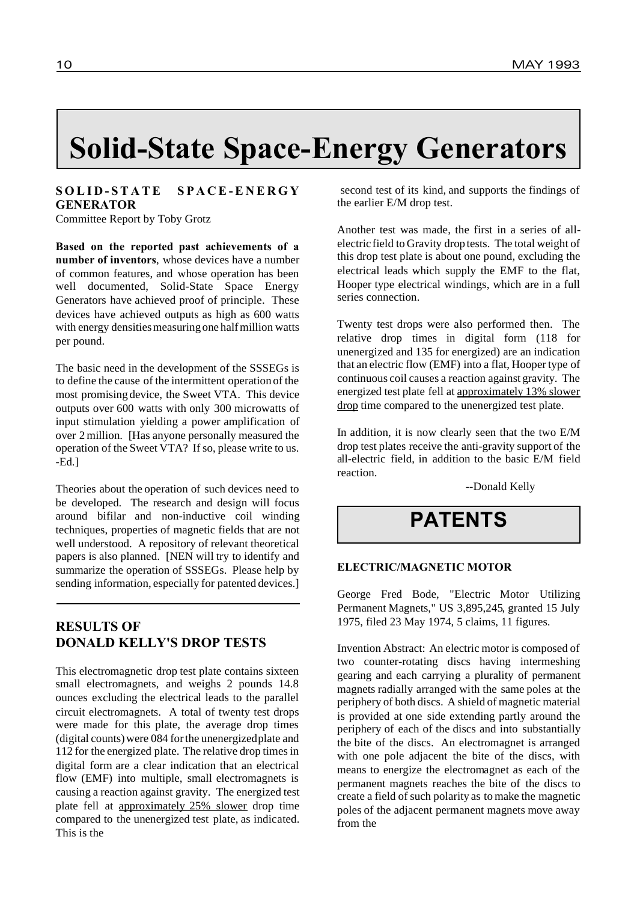# Solid-State Space-Energy Generators

**SOLID-STATE SPACE-ENERGY GENERATOR**
Committee Report by Toby Grotz

**Based on the reported past achievements of a number of inventors**, whose devices have a number of common features, and whose operation has been well documented, Solid-State Space Energy Generators have achieved proof of principle. These devices have achieved outputs as high as 600 watts with energy densities measuring one half million watts per pound.

The basic need in the development of the SSSEGs is to define the cause of the intermittent operation of the most promising device, the Sweet VTA. This device outputs over 600 watts with only 300 microwatts of input stimulation yielding a power amplification of over 2 million. [Has anyone personally measured the operation of the Sweet VTA? If so, please write to us. -Ed.]

Theories about the operation of such devices need to be developed. The research and design will focus around bifilar and non-inductive coil winding techniques, properties of magnetic fields that are not well understood. A repository of relevant theoretical papers is also planned. [NEN will try to identify and summarize the operation of SSSEGs. Please help by sending information, especially for patented devices.]

## RESULTS OF DONALD KELLY'S DROP TESTS

This electromagnetic drop test plate contains sixteen small electromagnets, and weighs 2 pounds 14.8 ounces excluding the electrical leads to the parallel circuit electromagnets. A total of twenty test drops were made for this plate, the average drop times (digital counts) were 084 for the unenergized plate and 112 for the energized plate. The relative drop times in digital form are a clear indication that an electrical flow (EMF) into multiple, small electromagnets is causing a reaction against gravity. The energized test plate fell at approximately 25% slower drop time compared to the unenergized test plate, as indicated. This is the second test of its kind, and supports the findings of the earlier E/M drop test.

Another test was made, the first in a series of all-electric field to Gravity drop tests. The total weight of this drop test plate is about one pound, excluding the electrical leads which supply the EMF to the flat, Hooper type electrical windings, which are in a full series connection.

Twenty test drops were also performed then. The relative drop times in digital form (118 for unenergized and 135 for energized) are an indication that an electric flow (EMF) into a flat, Hooper type of continuous coil causes a reaction against gravity. The energized test plate fell at approximately 13% slower drop time compared to the unenergized test plate.

In addition, it is now clearly seen that the two E/M drop test plates receive the anti-gravity support of the all-electric field, in addition to the basic E/M field reaction.

--Donald Kelly

# PATENTS

**ELECTRIC/MAGNETIC MOTOR**

George Fred Bode, "Electric Motor Utilizing Permanent Magnets," US 3,895,245, granted 15 July 1975, filed 23 May 1974, 5 claims, 11 figures.

Invention Abstract: An electric motor is composed of two counter-rotating discs having intermeshing gearing and each carrying a plurality of permanent magnets radially arranged with the same poles at the periphery of both discs. A shield of magnetic material is provided at one side extending partly around the periphery of each of the discs and into substantially the bite of the discs. An electromagnet is arranged with one pole adjacent the bite of the discs, with means to energize the electromagnet as each of the permanent magnets reaches the bite of the discs to create a field of such polarity as to make the magnetic poles of the adjacent permanent magnets move away from the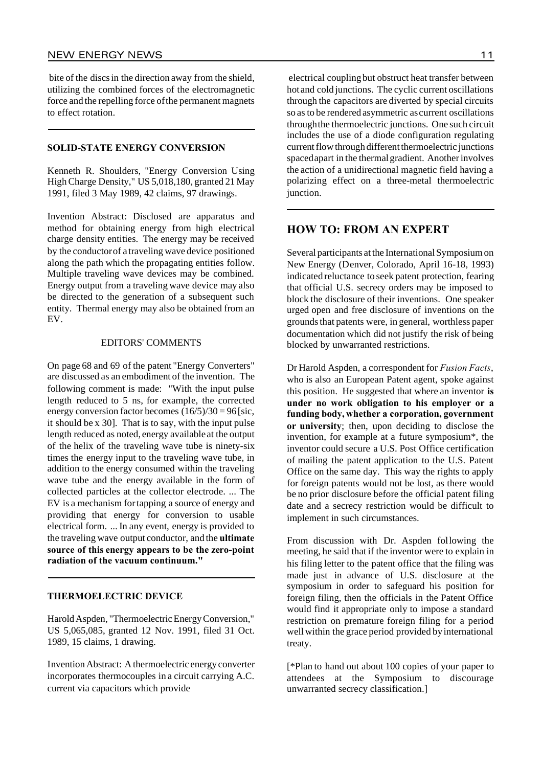bite of the discs in the direction away from the shield, utilizing the combined forces of the electromagnetic force and the repelling force of the permanent magnets to effect rotation.

---

### SOLID-STATE ENERGY CONVERSION

Kenneth R. Shoulders, "Energy Conversion Using High Charge Density," US 5,018,180, granted 21 May 1991, filed 3 May 1989, 42 claims, 97 drawings.

Invention Abstract: Disclosed are apparatus and method for obtaining energy from high electrical charge density entities. The energy may be received by the conductor of a traveling wave device positioned along the path which the propagating entities follow. Multiple traveling wave devices may be combined. Energy output from a traveling wave device may also be directed to the generation of a subsequent such entity. Thermal energy may also be obtained from an EV.

EDITORS' COMMENTS

On page 68 and 69 of the patent "Energy Converters" are discussed as an embodiment of the invention. The following comment is made: "With the input pulse length reduced to 5 ns, for example, the corrected energy conversion factor becomes $(16/5)/30 = 96$ [sic, it should be x 30]. That is to say, with the input pulse length reduced as noted, energy available at the output of the helix of the traveling wave tube is ninety-six times the energy input to the traveling wave tube, in addition to the energy consumed within the traveling wave tube and the energy available in the form of collected particles at the collector electrode. ... The EV is a mechanism for tapping a source of energy and providing that energy for conversion to usable electrical form. ... In any event, energy is provided to the traveling wave output conductor, and the **ultimate source of this energy appears to be the zero-point radiation of the vacuum continuum."**

---

### THERMOELECTRIC DEVICE

Harold Aspden, "Thermoelectric Energy Conversion," US 5,065,085, granted 12 Nov. 1991, filed 31 Oct. 1989, 15 claims, 1 drawing.

Invention Abstract: A thermoelectric energy converter incorporates thermocouples in a circuit carrying A.C. current via capacitors which provide electrical coupling but obstruct heat transfer between hot and cold junctions. The cyclic current oscillations through the capacitors are diverted by special circuits so as to be rendered asymmetric as current oscillations through the thermoelectric junctions. One such circuit includes the use of a diode configuration regulating current flow through different thermoelectric junctions spaced apart in the thermal gradient. Another involves the action of a unidirectional magnetic field having a polarizing effect on a three-metal thermoelectric junction.

---

## HOW TO: FROM AN EXPERT

Several participants at the International Symposium on New Energy (Denver, Colorado, April 16-18, 1993) indicated reluctance to seek patent protection, fearing that official U.S. secrecy orders may be imposed to block the disclosure of their inventions. One speaker urged open and free disclosure of inventions on the grounds that patents were, in general, worthless paper documentation which did not justify the risk of being blocked by unwarranted restrictions.

Dr Harold Aspden, a correspondent for *Fusion Facts*, who is also an European Patent agent, spoke against this position. He suggested that where an inventor **is under no work obligation to his employer or a funding body, whether a corporation, government or university**; then, upon deciding to disclose the invention, for example at a future symposium*, the inventor could secure a U.S. Post Office certification of mailing the patent application to the U.S. Patent Office on the same day. This way the rights to apply for foreign patents would not be lost, as there would be no prior disclosure before the official patent filing date and a secrecy restriction would be difficult to implement in such circumstances.

From discussion with Dr. Aspden following the meeting, he said that if the inventor were to explain in his filing letter to the patent office that the filing was made just in advance of U.S. disclosure at the symposium in order to safeguard his position for foreign filing, then the officials in the Patent Office would find it appropriate only to impose a standard restriction on premature foreign filing for a period well within the grace period provided by international treaty.

[*Plan to hand out about 100 copies of your paper to attendees at the Symposium to discourage unwarranted secrecy classification.]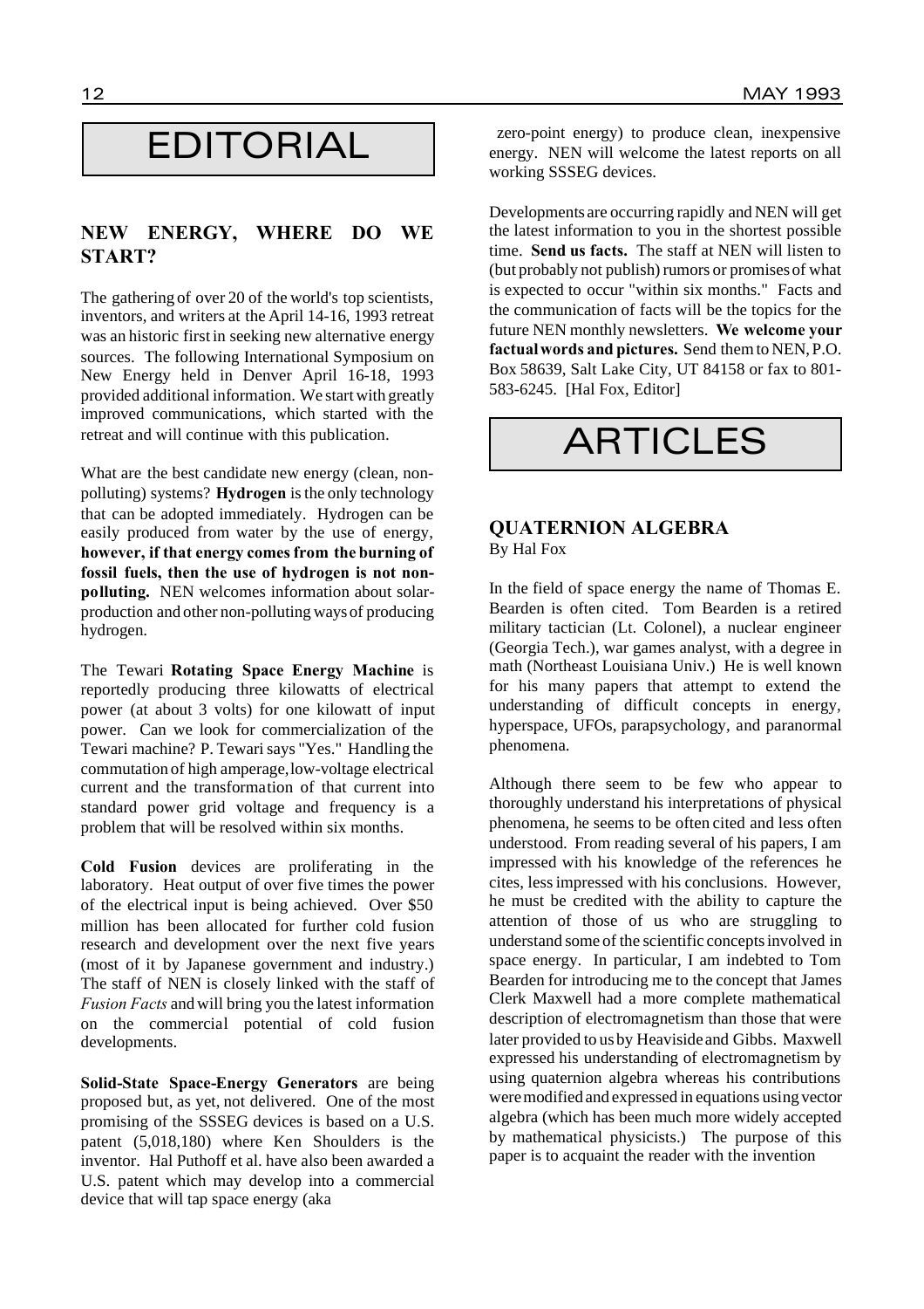# EDITORIAL

## NEW ENERGY, WHERE DO WE START?

The gathering of over 20 of the world's top scientists, inventors, and writers at the April 14-16, 1993 retreat was an historic first in seeking new alternative energy sources. The following International Symposium on New Energy held in Denver April 16-18, 1993 provided additional information. We start with greatly improved communications, which started with the retreat and will continue with this publication.

What are the best candidate new energy (clean, non-polluting) systems? **Hydrogen** is the only technology that can be adopted immediately. Hydrogen can be easily produced from water by the use of energy, **however, if that energy comes from the burning of fossil fuels, then the use of hydrogen is not non-polluting.** NEN welcomes information about solar-production and other non-polluting ways of producing hydrogen.

The Tewari **Rotating Space Energy Machine** is reportedly producing three kilowatts of electrical power (at about 3 volts) for one kilowatt of input power. Can we look for commercialization of the Tewari machine? P. Tewari says "Yes." Handling the commutation of high amperage, low-voltage electrical current and the transformation of that current into standard power grid voltage and frequency is a problem that will be resolved within six months.

**Cold Fusion** devices are proliferating in the laboratory. Heat output of over five times the power of the electrical input is being achieved. Over $50 million has been allocated for further cold fusion research and development over the next five years (most of it by Japanese government and industry.) The staff of NEN is closely linked with the staff of *Fusion Facts* and will bring you the latest information on the commercial potential of cold fusion developments.

**Solid-State Space-Energy Generators** are being proposed but, as yet, not delivered. One of the most promising of the SSSEG devices is based on a U.S. patent (5,018,180) where Ken Shoulders is the inventor. Hal Puthoff et al. have also been awarded a U.S. patent which may develop into a commercial device that will tap space energy (aka zero-point energy) to produce clean, inexpensive energy. NEN will welcome the latest reports on all working SSSEG devices.

Developments are occurring rapidly and NEN will get the latest information to you in the shortest possible time. **Send us facts.** The staff at NEN will listen to (but probably not publish) rumors or promises of what is expected to occur "within six months." Facts and the communication of facts will be the topics for the future NEN monthly newsletters. **We welcome your factual words and pictures.** Send them to NEN, P.O. Box 58639, Salt Lake City, UT 84158 or fax to 801-583-6245. [Hal Fox, Editor]

# ARTICLES

## QUATERNION ALGEBRA

By Hal Fox

In the field of space energy the name of Thomas E. Bearden is often cited. Tom Bearden is a retired military tactician (Lt. Colonel), a nuclear engineer (Georgia Tech.), war games analyst, with a degree in math (Northeast Louisiana Univ.) He is well known for his many papers that attempt to extend the understanding of difficult concepts in energy, hyperspace, UFOs, parapsychology, and paranormal phenomena.

Although there seem to be few who appear to thoroughly understand his interpretations of physical phenomena, he seems to be often cited and less often understood. From reading several of his papers, I am impressed with his knowledge of the references he cites, less impressed with his conclusions. However, he must be credited with the ability to capture the attention of those of us who are struggling to understand some of the scientific concepts involved in space energy. In particular, I am indebted to Tom Bearden for introducing me to the concept that James Clerk Maxwell had a more complete mathematical description of electromagnetism than those that were later provided to us by Heaviside and Gibbs. Maxwell expressed his understanding of electromagnetism by using quaternion algebra whereas his contributions were modified and expressed in equations using vector algebra (which has been much more widely accepted by mathematical physicists.) The purpose of this paper is to acquaint the reader with the invention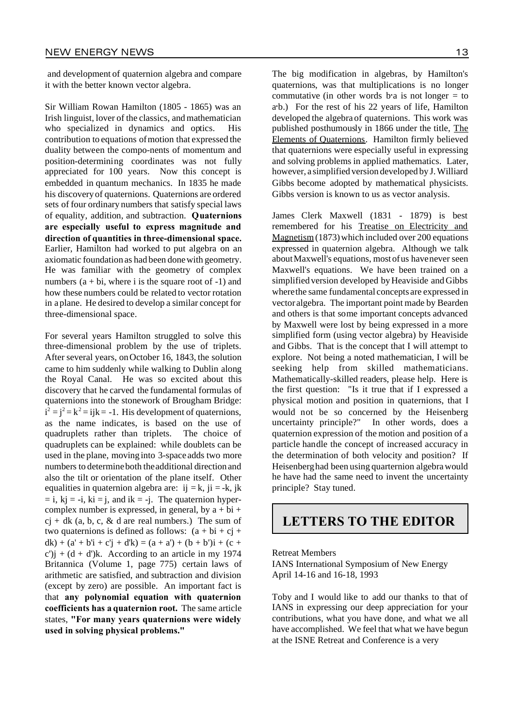and development of quaternion algebra and compare it with the better known vector algebra.

Sir William Rowan Hamilton (1805 - 1865) was an Irish linguist, lover of the classics, and mathematician who specialized in dynamics and optics. His contribution to equations of motion that expressed the duality between the compo-nents of momentum and position-determining coordinates was not fully appreciated for 100 years. Now this concept is embedded in quantum mechanics. In 1835 he made his discovery of quaternions. Quaternions are ordered sets of four ordinary numbers that satisfy special laws of equality, addition, and subtraction. **Quaternions are especially useful to express magnitude and direction of quantities in three-dimensional space.** Earlier, Hamilton had worked to put algebra on an axiomatic foundation as had been done with geometry. He was familiar with the geometry of complex numbers (a + bi, where i is the square root of -1) and how these numbers could be related to vector rotation in a plane. He desired to develop a similar concept for three-dimensional space.

For several years Hamilton struggled to solve this three-dimensional problem by the use of triplets. After several years, on October 16, 1843, the solution came to him suddenly while walking to Dublin along the Royal Canal. He was so excited about this discovery that he carved the fundamental formulas of quaternions into the stonework of Brougham Bridge: $i^2 = j^2 = k^2 = ijk = -1$. His development of quaternions, as the name indicates, is based on the use of quadruplets rather than triplets. The choice of quadruplets can be explained: while doublets can be used in the plane, moving into 3-space adds two more numbers to determine both the additional direction and also the tilt or orientation of the plane itself. Other equalities in quaternion algebra are: ij = k, ji = -k, jk = i, kj = -i, ki = j, and ik = -j. The quaternion hyper-complex number is expressed, in general, by a + bi + cj + dk (a, b, c, & d are real numbers.) The sum of two quaternions is defined as follows: (a + bi + cj + dk) + (a' + b'i + c'j + d'k) = (a + a') + (b + b')i + (c + c')j + (d + d')k. According to an article in my 1974 Britannica (Volume 1, page 775) certain laws of arithmetic are satisfied, and subtraction and division (except by zero) are possible. An important fact is that **any polynomial equation with quaternion coefficients has a quaternion root.** The same article states, **"For many years quaternions were widely used in solving physical problems."**

The big modification in algebras, by Hamilton's quaternions, was that multiplications is no longer commutative (in other words b·a is not longer = to a·b.) For the rest of his 22 years of life, Hamilton developed the algebra of quaternions. This work was published posthumously in 1866 under the title, The Elements of Quaternions. Hamilton firmly believed that quaternions were especially useful in expressing and solving problems in applied mathematics. Later, however, a simplified version developed by J. Williard Gibbs become adopted by mathematical physicists. Gibbs version is known to us as vector analysis.

James Clerk Maxwell (1831 - 1879) is best remembered for his Treatise on Electricity and Magnetism (1873) which included over 200 equations expressed in quaternion algebra. Although we talk about Maxwell's equations, most of us have never seen Maxwell's equations. We have been trained on a simplified version developed by Heaviside and Gibbs where the same fundamental concepts are expressed in vector algebra. The important point made by Bearden and others is that some important concepts advanced by Maxwell were lost by being expressed in a more simplified form (using vector algebra) by Heaviside and Gibbs. That is the concept that I will attempt to explore. Not being a noted mathematician, I will be seeking help from skilled mathematicians. Mathematically-skilled readers, please help. Here is the first question: "Is it true that if I expressed a physical motion and position in quaternions, that I would not be so concerned by the Heisenberg uncertainty principle?" In other words, does a quaternion expression of the motion and position of a particle handle the concept of increased accuracy in the determination of both velocity and position? If Heisenberg had been using quarternion algebra would he have had the same need to invent the uncertainty principle? Stay tuned.

## LETTERS TO THE EDITOR

Retreat Members
IANS International Symposium of New Energy
April 14-16 and 16-18, 1993

Toby and I would like to add our thanks to that of IANS in expressing our deep appreciation for your contributions, what you have done, and what we all have accomplished. We feel that what we have begun at the ISNE Retreat and Conference is a very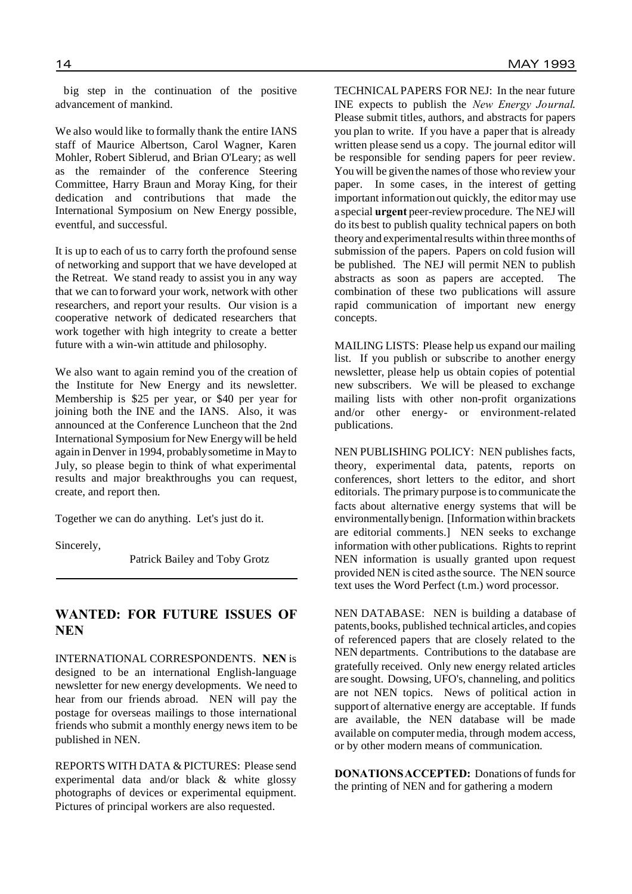big step in the continuation of the positive advancement of mankind.

We also would like to formally thank the entire IANS staff of Maurice Albertson, Carol Wagner, Karen Mohler, Robert Siblerud, and Brian O'Leary; as well as the remainder of the conference Steering Committee, Harry Braun and Moray King, for their dedication and contributions that made the International Symposium on New Energy possible, eventful, and successful.

It is up to each of us to carry forth the profound sense of networking and support that we have developed at the Retreat. We stand ready to assist you in any way that we can to forward your work, network with other researchers, and report your results. Our vision is a cooperative network of dedicated researchers that work together with high integrity to create a better future with a win-win attitude and philosophy.

We also want to again remind you of the creation of the Institute for New Energy and its newsletter. Membership is $25 per year, or $40 per year for joining both the INE and the IANS. Also, it was announced at the Conference Luncheon that the 2nd International Symposium for New Energy will be held again in Denver in 1994, probably sometime in May to July, so please begin to think of what experimental results and major breakthroughs you can request, create, and report then.

Together we can do anything. Let's just do it.

Sincerely,

Patrick Bailey and Toby Grotz

---

## WANTED: FOR FUTURE ISSUES OF NEN

INTERNATIONAL CORRESPONDENTS. **NEN** is designed to be an international English-language newsletter for new energy developments. We need to hear from our friends abroad. NEN will pay the postage for overseas mailings to those international friends who submit a monthly energy news item to be published in NEN.

REPORTS WITH DATA & PICTURES: Please send experimental data and/or black & white glossy photographs of devices or experimental equipment. Pictures of principal workers are also requested.

TECHNICAL PAPERS FOR NEJ: In the near future INE expects to publish the *New Energy Journal*. Please submit titles, authors, and abstracts for papers you plan to write. If you have a paper that is already written please send us a copy. The journal editor will be responsible for sending papers for peer review. You will be given the names of those who review your paper. In some cases, in the interest of getting important information out quickly, the editor may use a special **urgent** peer-review procedure. The NEJ will do its best to publish quality technical papers on both theory and experimental results within three months of submission of the papers. Papers on cold fusion will be published. The NEJ will permit NEN to publish abstracts as soon as papers are accepted. The combination of these two publications will assure rapid communication of important new energy concepts.

MAILING LISTS: Please help us expand our mailing list. If you publish or subscribe to another energy newsletter, please help us obtain copies of potential new subscribers. We will be pleased to exchange mailing lists with other non-profit organizations and/or other energy- or environment-related publications.

NEN PUBLISHING POLICY: NEN publishes facts, theory, experimental data, patents, reports on conferences, short letters to the editor, and short editorials. The primary purpose is to communicate the facts about alternative energy systems that will be environmentally benign. [Information within brackets are editorial comments.] NEN seeks to exchange information with other publications. Rights to reprint NEN information is usually granted upon request provided NEN is cited as the source. The NEN source text uses the Word Perfect (t.m.) word processor.

NEN DATABASE: NEN is building a database of patents, books, published technical articles, and copies of referenced papers that are closely related to the NEN departments. Contributions to the database are gratefully received. Only new energy related articles are sought. Dowsing, UFO's, channeling, and politics are not NEN topics. News of political action in support of alternative energy are acceptable. If funds are available, the NEN database will be made available on computer media, through modem access, or by other modern means of communication.

**DONATIONS ACCEPTED:** Donations of funds for the printing of NEN and for gathering a modern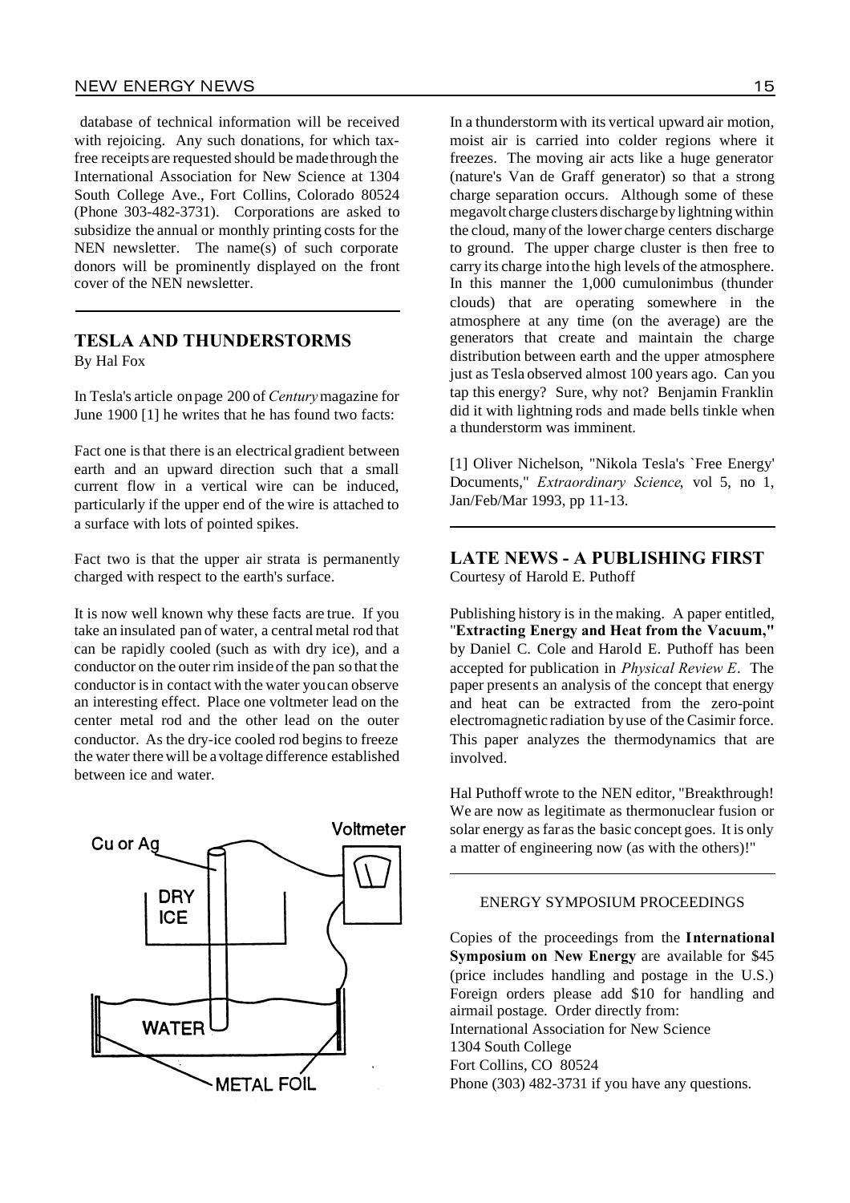database of technical information will be received with rejoicing. Any such donations, for which tax-free receipts are requested should be made through the International Association for New Science at 1304 South College Ave., Fort Collins, Colorado 80524 (Phone 303-482-3731). Corporations are asked to subsidize the annual or monthly printing costs for the NEN newsletter. The name(s) of such corporate donors will be prominently displayed on the front cover of the NEN newsletter.

---

## TESLA AND THUNDERSTORMS

By Hal Fox

In Tesla's article on page 200 of *Century* magazine for June 1900 [1] he writes that he has found two facts:

Fact one is that there is an electrical gradient between earth and an upward direction such that a small current flow in a vertical wire can be induced, particularly if the upper end of the wire is attached to a surface with lots of pointed spikes.

Fact two is that the upper air strata is permanently charged with respect to the earth's surface.

It is now well known why these facts are true. If you take an insulated pan of water, a central metal rod that can be rapidly cooled (such as with dry ice), and a conductor on the outer rim inside of the pan so that the conductor is in contact with the water you can observe an interesting effect. Place one voltmeter lead on the center metal rod and the other lead on the outer conductor. As the dry-ice cooled rod begins to freeze the water there will be a voltage difference established between ice and water.

Cu or Ag — DRY ICE — Voltmeter — WATER — METAL FOIL

In a thunderstorm with its vertical upward air motion, moist air is carried into colder regions where it freezes. The moving air acts like a huge generator (nature's Van de Graff generator) so that a strong charge separation occurs. Although some of these megavolt charge clusters discharge by lightning within the cloud, many of the lower charge centers discharge to ground. The upper charge cluster is then free to carry its charge into the high levels of the atmosphere. In this manner the 1,000 cumulonimbus (thunder clouds) that are operating somewhere in the atmosphere at any time (on the average) are the generators that create and maintain the charge distribution between earth and the upper atmosphere just as Tesla observed almost 100 years ago. Can you tap this energy? Sure, why not? Benjamin Franklin did it with lightning rods and made bells tinkle when a thunderstorm was imminent.

[1] Oliver Nichelson, "Nikola Tesla's `Free Energy' Documents," *Extraordinary Science*, vol 5, no 1, Jan/Feb/Mar 1993, pp 11-13.

---

## LATE NEWS - A PUBLISHING FIRST

Courtesy of Harold E. Puthoff

Publishing history is in the making. A paper entitled, "**Extracting Energy and Heat from the Vacuum,"** by Daniel C. Cole and Harold E. Puthoff has been accepted for publication in *Physical Review E*. The paper presents an analysis of the concept that energy and heat can be extracted from the zero-point electromagnetic radiation by use of the Casimir force. This paper analyzes the thermodynamics that are involved.

Hal Puthoff wrote to the NEN editor, "Breakthrough! We are now as legitimate as thermonuclear fusion or solar energy as far as the basic concept goes. It is only a matter of engineering now (as with the others)!"

---

### ENERGY SYMPOSIUM PROCEEDINGS

Copies of the proceedings from the **International Symposium on New Energy** are available for $45 (price includes handling and postage in the U.S.) Foreign orders please add $10 for handling and airmail postage. Order directly from:

International Association for New Science
1304 South College
Fort Collins, CO 80524
Phone (303) 482-3731 if you have any questions.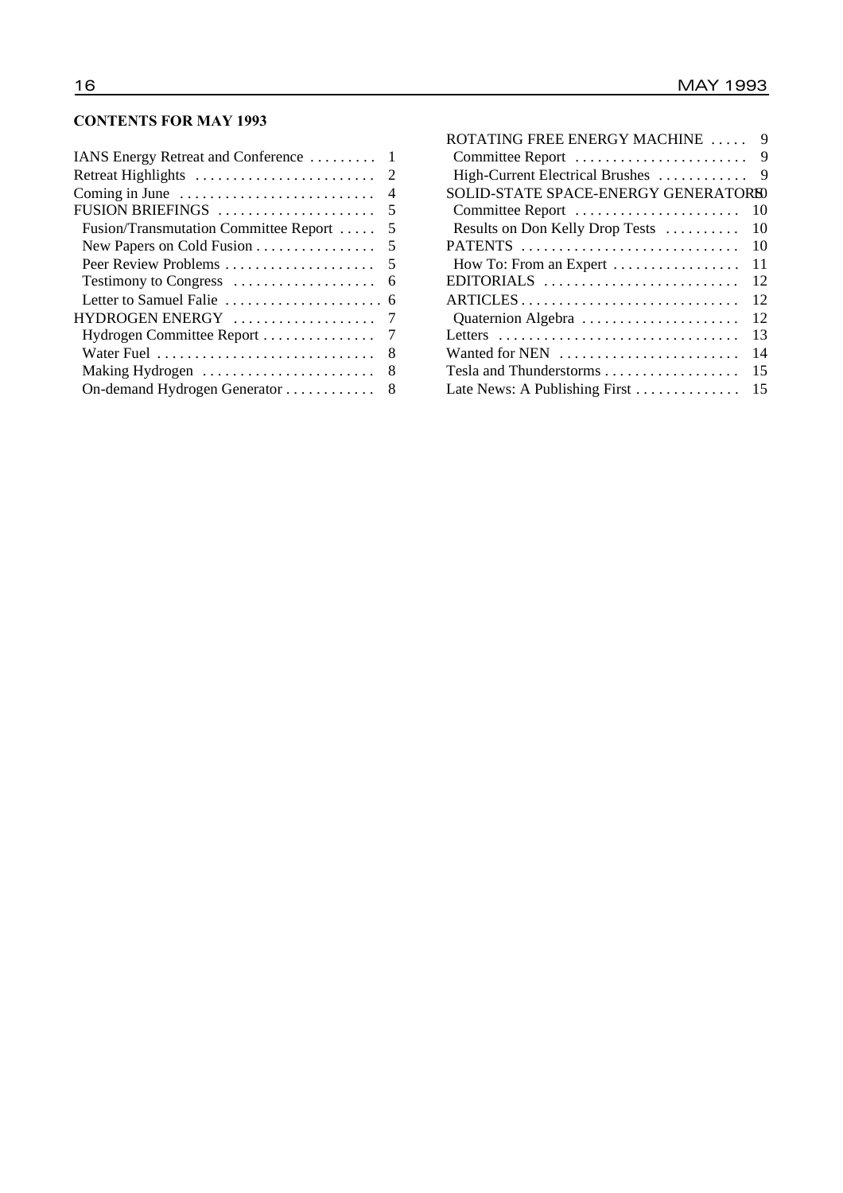## CONTENTS FOR MAY 1993

- IANS Energy Retreat and Conference . . . . . . . . . 1
- Retreat Highlights . . . . . . . . . . . . . . . . . . . . . . . . 2
- Coming in June . . . . . . . . . . . . . . . . . . . . . . . . . . 4
- FUSION BRIEFINGS . . . . . . . . . . . . . . . . . . . . . 5
  - Fusion/Transmutation Committee Report . . . . . 5
  - New Papers on Cold Fusion . . . . . . . . . . . . . . . . 5
  - Peer Review Problems . . . . . . . . . . . . . . . . . . . . 5
  - Testimony to Congress . . . . . . . . . . . . . . . . . . . 6
  - Letter to Samuel Falie . . . . . . . . . . . . . . . . . . . . . 6
- HYDROGEN ENERGY . . . . . . . . . . . . . . . . . . . 7
  - Hydrogen Committee Report . . . . . . . . . . . . . . . 7
  - Water Fuel . . . . . . . . . . . . . . . . . . . . . . . . . . . . . 8
  - Making Hydrogen . . . . . . . . . . . . . . . . . . . . . . . 8
  - On-demand Hydrogen Generator . . . . . . . . . . . . 8
- ROTATING FREE ENERGY MACHINE . . . . . 9
  - Committee Report . . . . . . . . . . . . . . . . . . . . . . . 9
  - High-Current Electrical Brushes . . . . . . . . . . . . 9
- SOLID-STATE SPACE-ENERGY GENERATORS 10
  - Committee Report . . . . . . . . . . . . . . . . . . . . . . 10
  - Results on Don Kelly Drop Tests . . . . . . . . . . 10
- PATENTS . . . . . . . . . . . . . . . . . . . . . . . . . . . . . 10
  - How To: From an Expert . . . . . . . . . . . . . . . . . 11
- EDITORIALS . . . . . . . . . . . . . . . . . . . . . . . . . . 12
- ARTICLES . . . . . . . . . . . . . . . . . . . . . . . . . . . . . 12
  - Quaternion Algebra . . . . . . . . . . . . . . . . . . . . . 12
- Letters . . . . . . . . . . . . . . . . . . . . . . . . . . . . . . . . 13
- Wanted for NEN . . . . . . . . . . . . . . . . . . . . . . . . 14
- Tesla and Thunderstorms . . . . . . . . . . . . . . . . . . 15
- Late News: A Publishing First . . . . . . . . . . . . . . 15